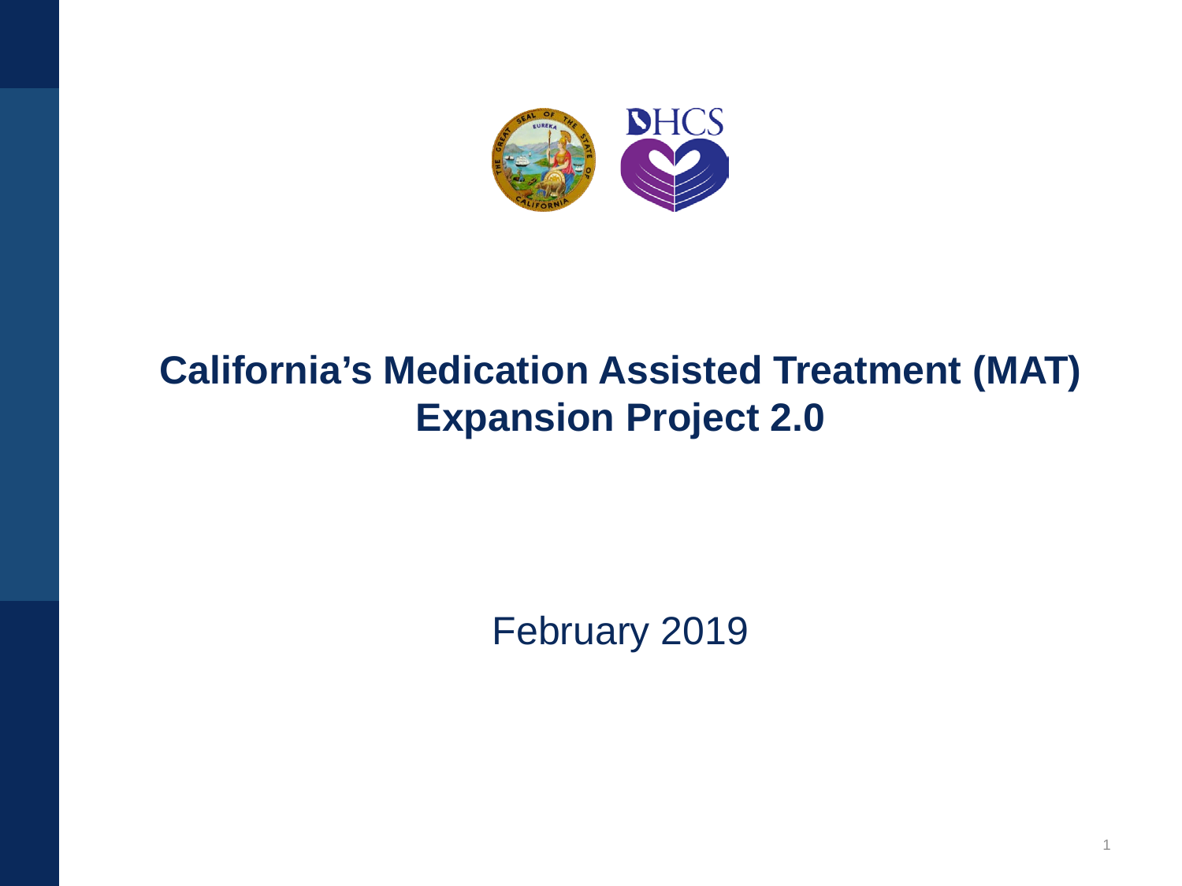# California's Medication Assisted Treatment (MAT) Expansion Project 2.0

February 2019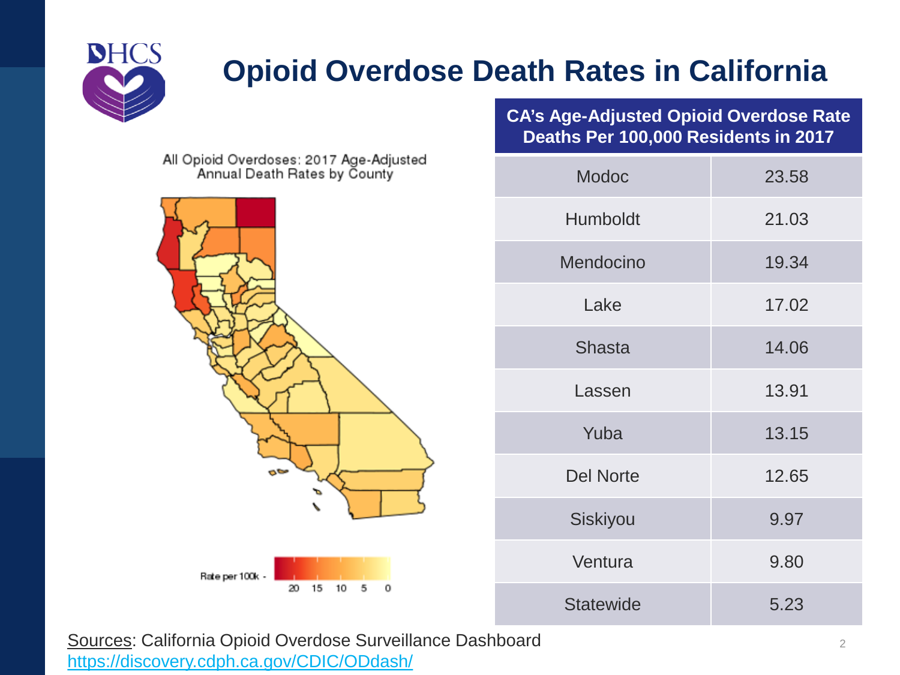# Opioid Overdose Death Rates in California

All Opioid Overdoses: 2017 Age-Adjusted Annual Death Rates by County

Rate per 100k - 20 15 10 5 0

| CA's Age-Adjusted Opioid Overdose Rate Deaths Per 100,000 Residents in 2017 | |
|---|---|
| Modoc | 23.58 |
| Humboldt | 21.03 |
| Mendocino | 19.34 |
| Lake | 17.02 |
| Shasta | 14.06 |
| Lassen | 13.91 |
| Yuba | 13.15 |
| Del Norte | 12.65 |
| Siskiyou | 9.97 |
| Ventura | 9.80 |
| Statewide | 5.23 |

Sources: California Opioid Overdose Surveillance Dashboard https://discovery.cdph.ca.gov/CDIC/ODdash/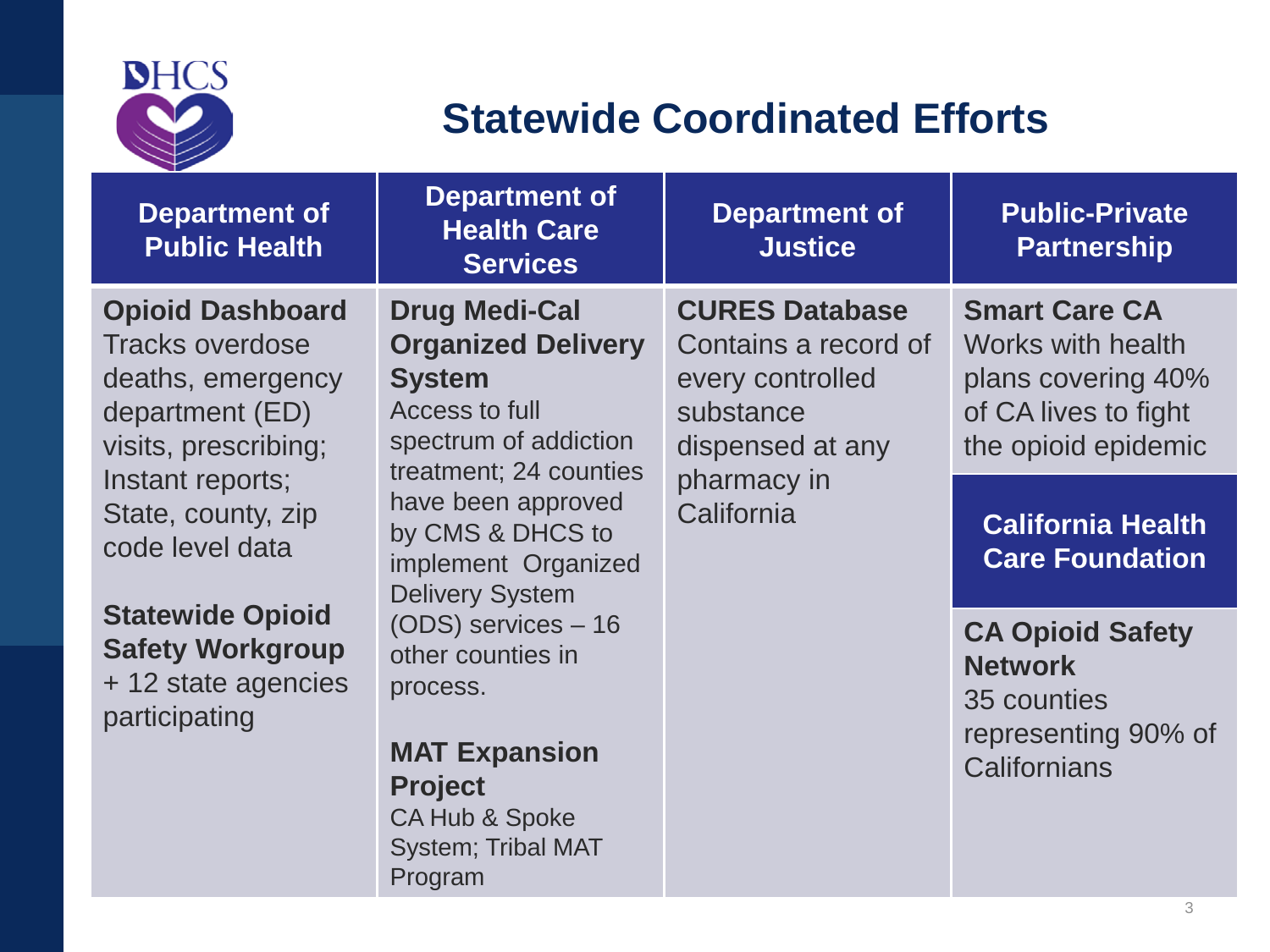# Statewide Coordinated Efforts

| Department of Public Health | Department of Health Care Services | Department of Justice | Public-Private Partnership |
| --- | --- | --- | --- |
| **Opioid Dashboard** Tracks overdose deaths, emergency department (ED) visits, prescribing; Instant reports; State, county, zip code level data<br><br>**Statewide Opioid Safety Workgroup** + 12 state agencies participating | **Drug Medi-Cal Organized Delivery System** Access to full spectrum of addiction treatment; 24 counties have been approved by CMS & DHCS to implement Organized Delivery System (ODS) services – 16 other counties in process.<br><br>**MAT Expansion Project** CA Hub & Spoke System; Tribal MAT Program | **CURES Database** Contains a record of every controlled substance dispensed at any pharmacy in California | **Smart Care CA** Works with health plans covering 40% of CA lives to fight the opioid epidemic<br><br>**California Health Care Foundation**<br><br>**CA Opioid Safety Network** 35 counties representing 90% of Californians |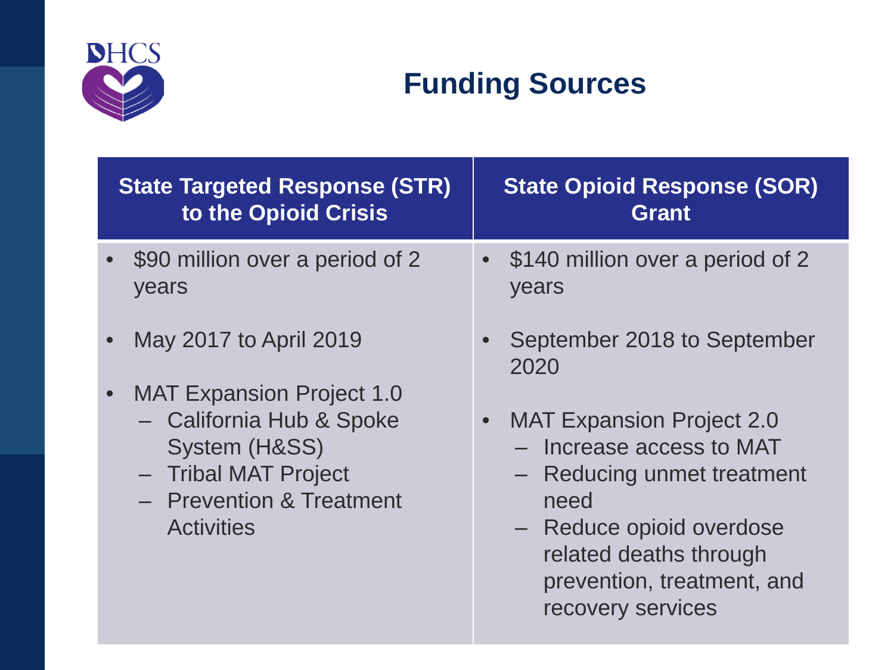# Funding Sources

| State Targeted Response (STR) to the Opioid Crisis | State Opioid Response (SOR) Grant |
|---|---|
| • $90 million over a period of 2 years<br>• May 2017 to April 2019<br>• MAT Expansion Project 1.0<br>– California Hub & Spoke System (H&SS)<br>– Tribal MAT Project<br>– Prevention & Treatment Activities | • $140 million over a period of 2 years<br>• September 2018 to September 2020<br>• MAT Expansion Project 2.0<br>– Increase access to MAT<br>– Reducing unmet treatment need<br>– Reduce opioid overdose related deaths through prevention, treatment, and recovery services |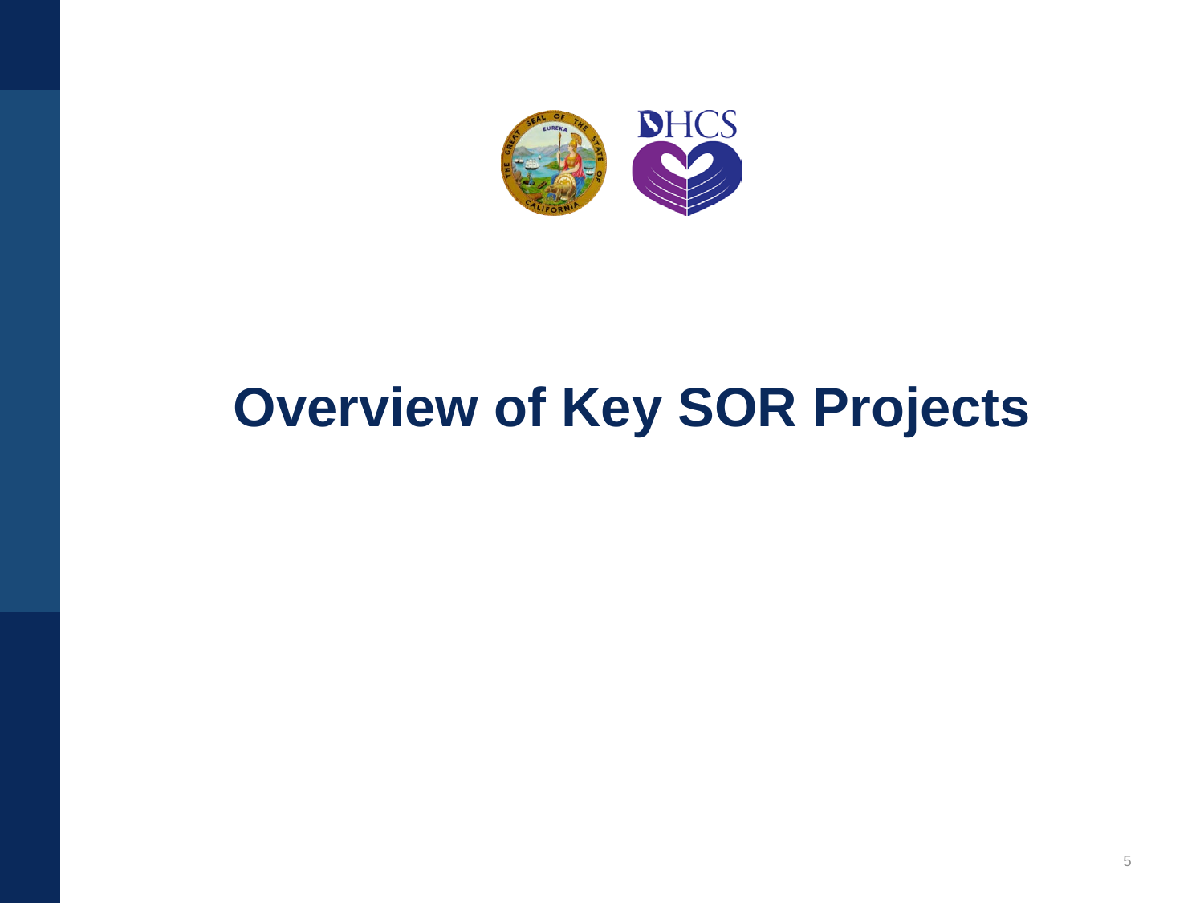# Overview of Key SOR Projects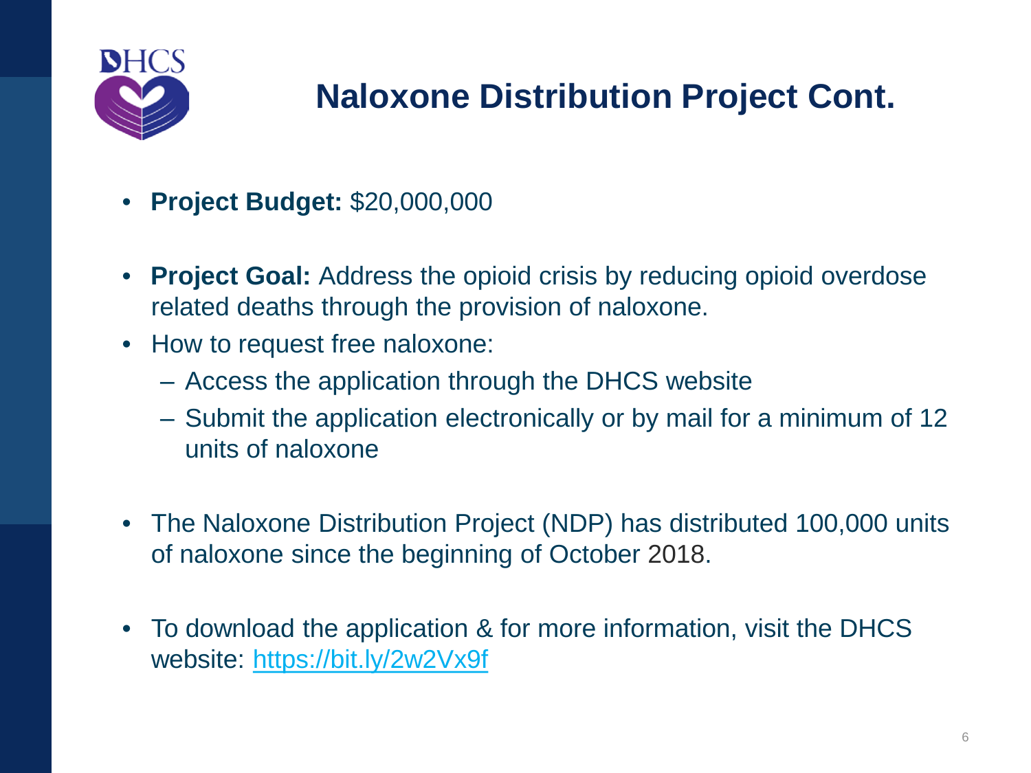# Naloxone Distribution Project Cont.

- **Project Budget:** $20,000,000
- **Project Goal:** Address the opioid crisis by reducing opioid overdose related deaths through the provision of naloxone.
- How to request free naloxone:
  - Access the application through the DHCS website
  - Submit the application electronically or by mail for a minimum of 12 units of naloxone
- The Naloxone Distribution Project (NDP) has distributed 100,000 units of naloxone since the beginning of October 2018.
- To download the application & for more information, visit the DHCS website: [https://bit.ly/2w2Vx9f](https://bit.ly/2w2Vx9f)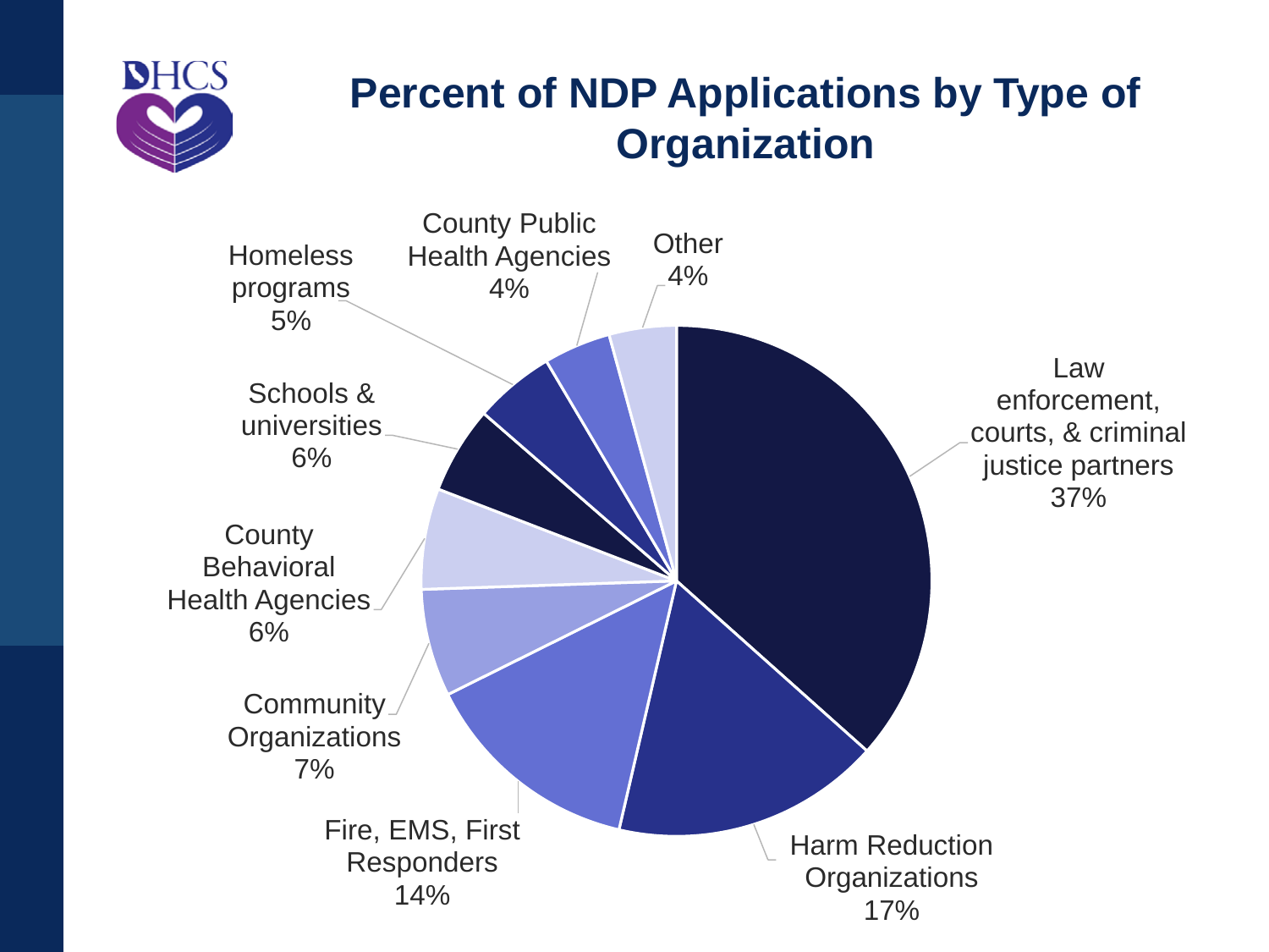# Percent of NDP Applications by Type of Organization

| Type of Organization | Percent |
|---|---|
| Law enforcement, courts, & criminal justice partners | 37% |
| Harm Reduction Organizations | 17% |
| Fire, EMS, First Responders | 14% |
| Community Organizations | 7% |
| County Behavioral Health Agencies | 6% |
| Schools & universities | 6% |
| Homeless programs | 5% |
| County Public Health Agencies | 4% |
| Other | 4% |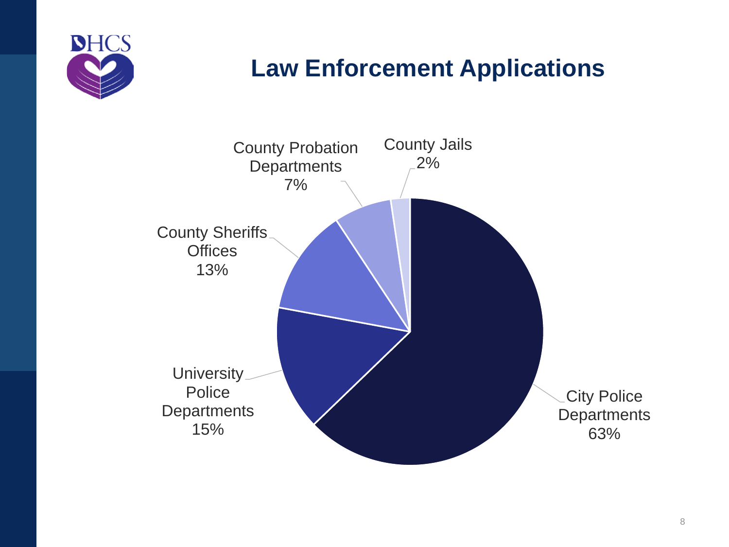# Law Enforcement Applications

- City Police Departments: 63%
- University Police Departments: 15%
- County Sheriffs Offices: 13%
- County Probation Departments: 7%
- County Jails: 2%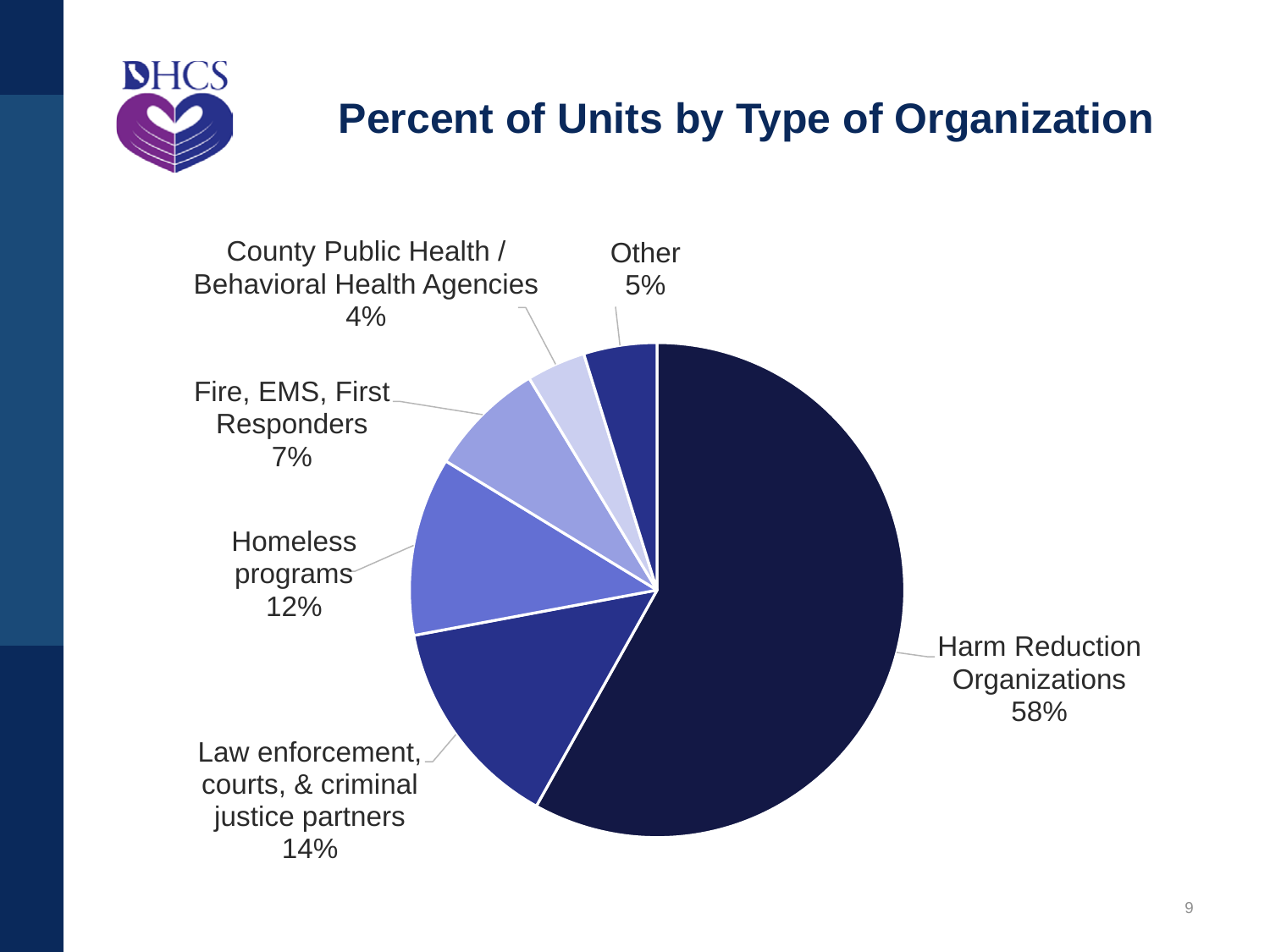# Percent of Units by Type of Organization

| Type of Organization | Percent |
| --- | --- |
| Harm Reduction Organizations | 58% |
| Law enforcement, courts, & criminal justice partners | 14% |
| Homeless programs | 12% |
| Fire, EMS, First Responders | 7% |
| County Public Health / Behavioral Health Agencies | 4% |
| Other | 5% |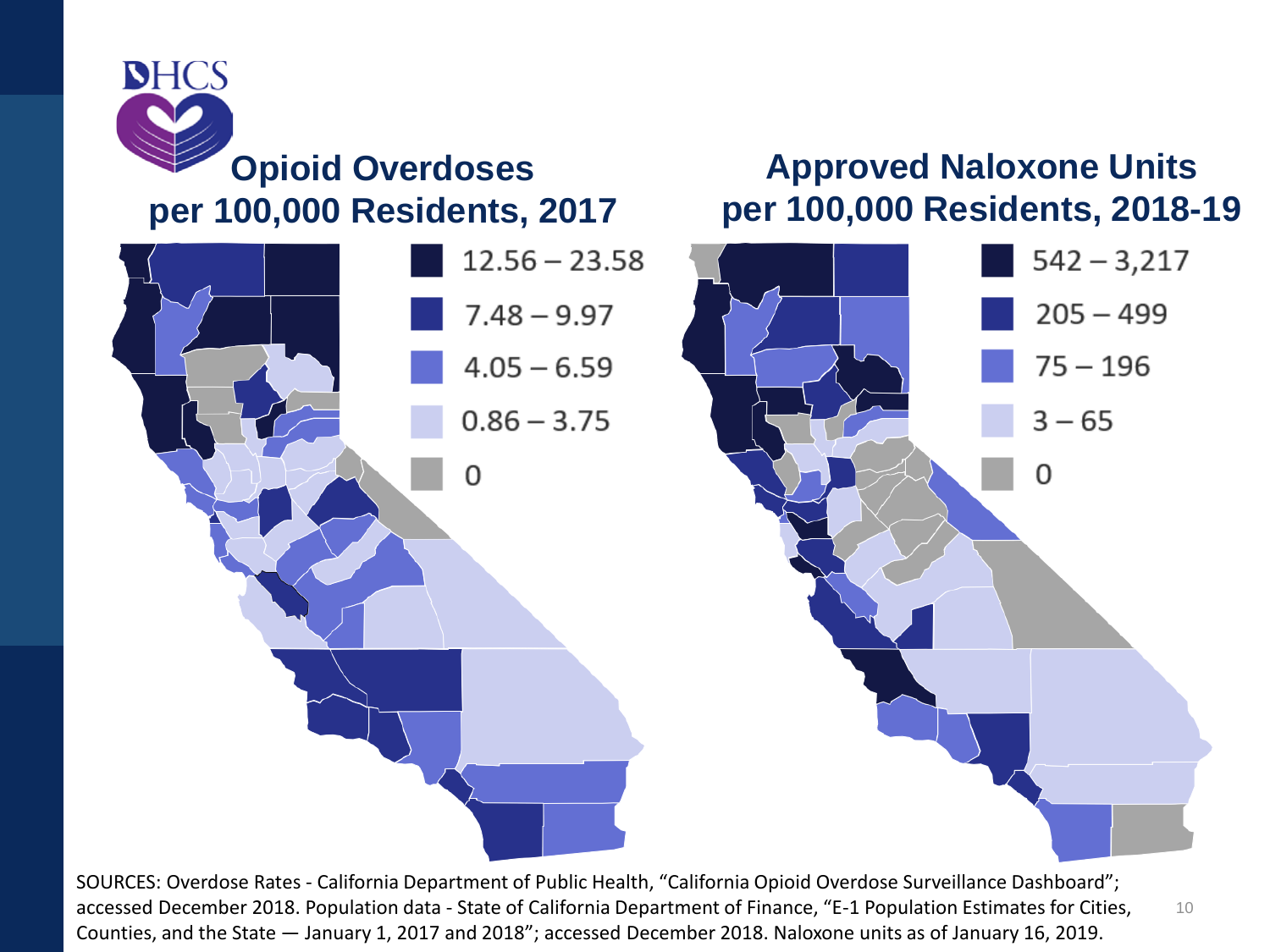## Opioid Overdoses per 100,000 Residents, 2017

| Legend |
|---|
| 12.56 – 23.58 |
| 7.48 – 9.97 |
| 4.05 – 6.59 |
| 0.86 – 3.75 |
| 0 |

## Approved Naloxone Units per 100,000 Residents, 2018-19

| Legend |
|---|
| 542 – 3,217 |
| 205 – 499 |
| 75 – 196 |
| 3 – 65 |
| 0 |

SOURCES: Overdose Rates - California Department of Public Health, "California Opioid Overdose Surveillance Dashboard"; accessed December 2018. Population data - State of California Department of Finance, "E-1 Population Estimates for Cities, Counties, and the State — January 1, 2017 and 2018"; accessed December 2018. Naloxone units as of January 16, 2019.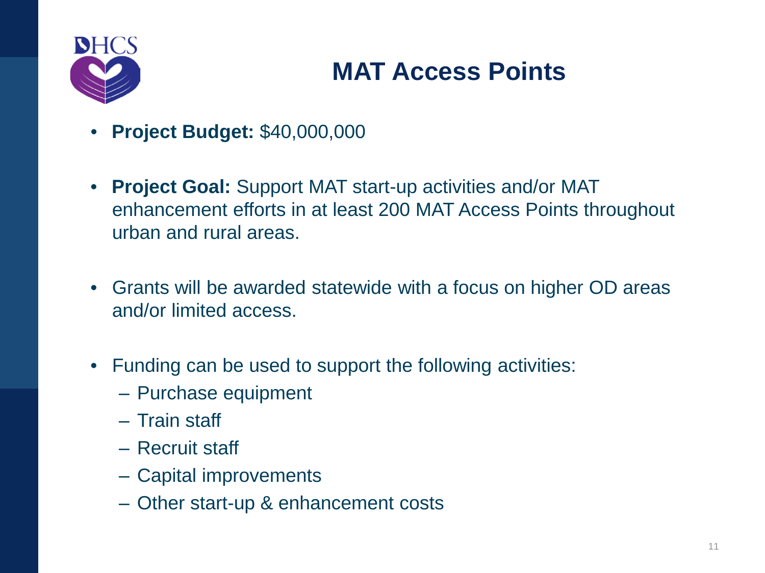# MAT Access Points

- **Project Budget:** $40,000,000
- **Project Goal:** Support MAT start-up activities and/or MAT enhancement efforts in at least 200 MAT Access Points throughout urban and rural areas.
- Grants will be awarded statewide with a focus on higher OD areas and/or limited access.
- Funding can be used to support the following activities:
  - Purchase equipment
  - Train staff
  - Recruit staff
  - Capital improvements
  - Other start-up & enhancement costs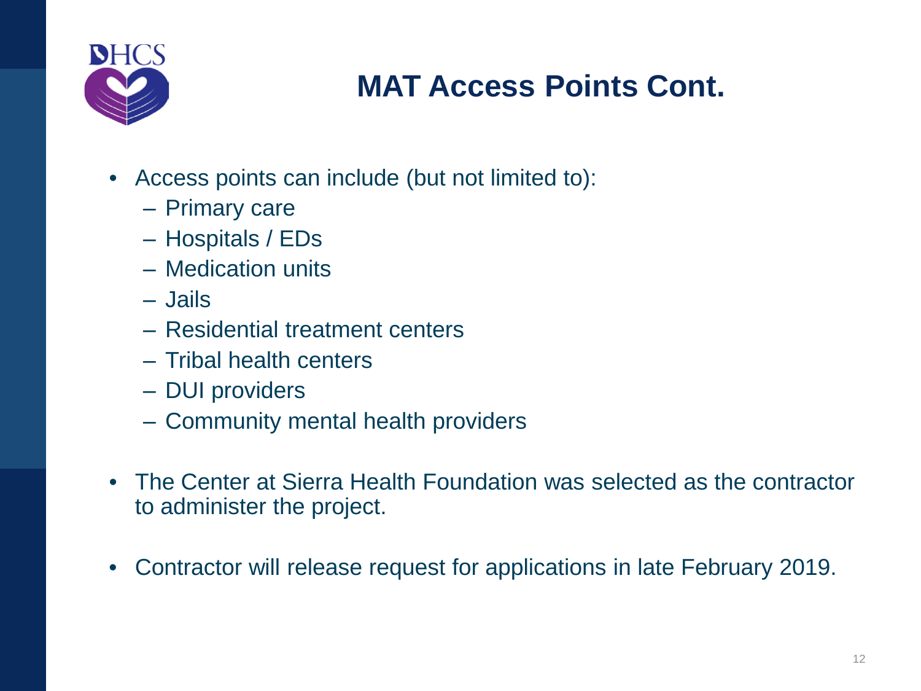# MAT Access Points Cont.

- Access points can include (but not limited to):
  - Primary care
  - Hospitals / EDs
  - Medication units
  - Jails
  - Residential treatment centers
  - Tribal health centers
  - DUI providers
  - Community mental health providers
- The Center at Sierra Health Foundation was selected as the contractor to administer the project.
- Contractor will release request for applications in late February 2019.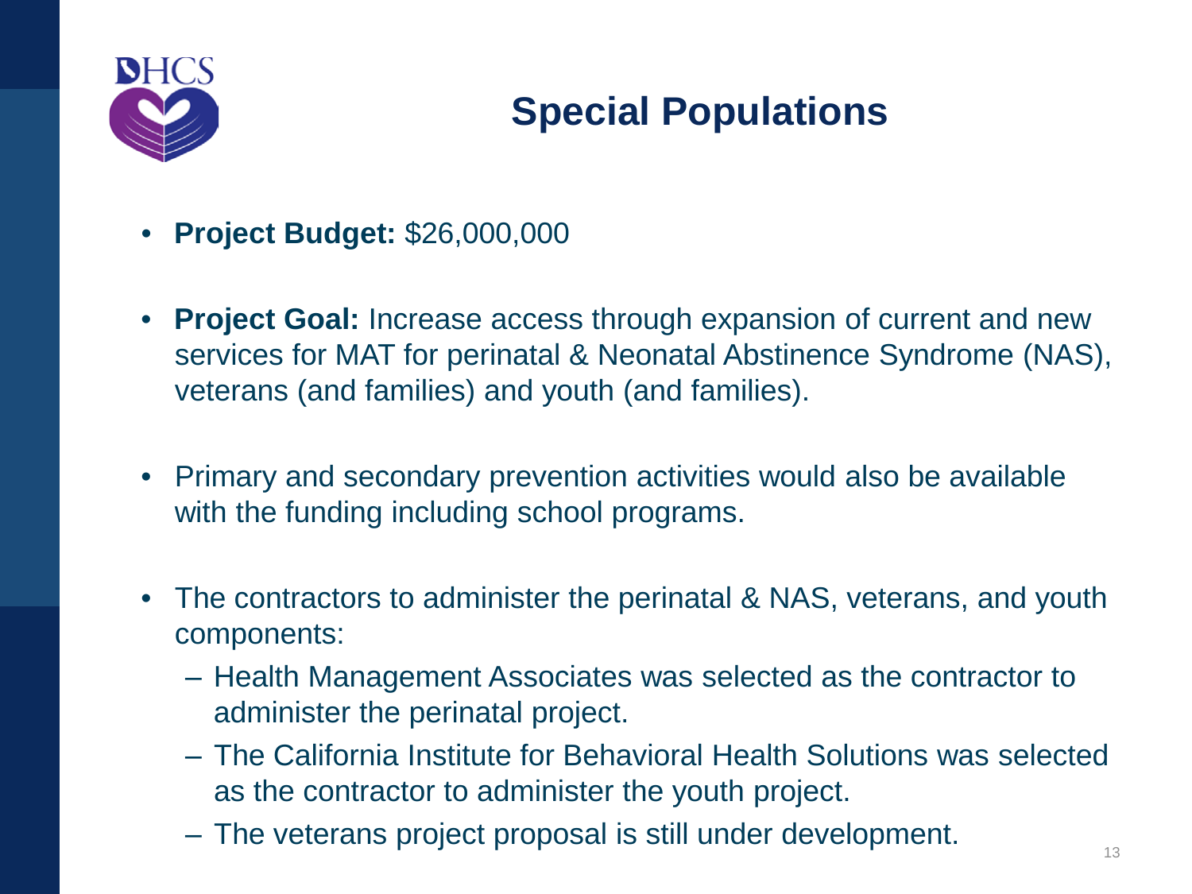# Special Populations

- **Project Budget:** $26,000,000
- **Project Goal:** Increase access through expansion of current and new services for MAT for perinatal & Neonatal Abstinence Syndrome (NAS), veterans (and families) and youth (and families).
- Primary and secondary prevention activities would also be available with the funding including school programs.
- The contractors to administer the perinatal & NAS, veterans, and youth components:
  - Health Management Associates was selected as the contractor to administer the perinatal project.
  - The California Institute for Behavioral Health Solutions was selected as the contractor to administer the youth project.
  - The veterans project proposal is still under development.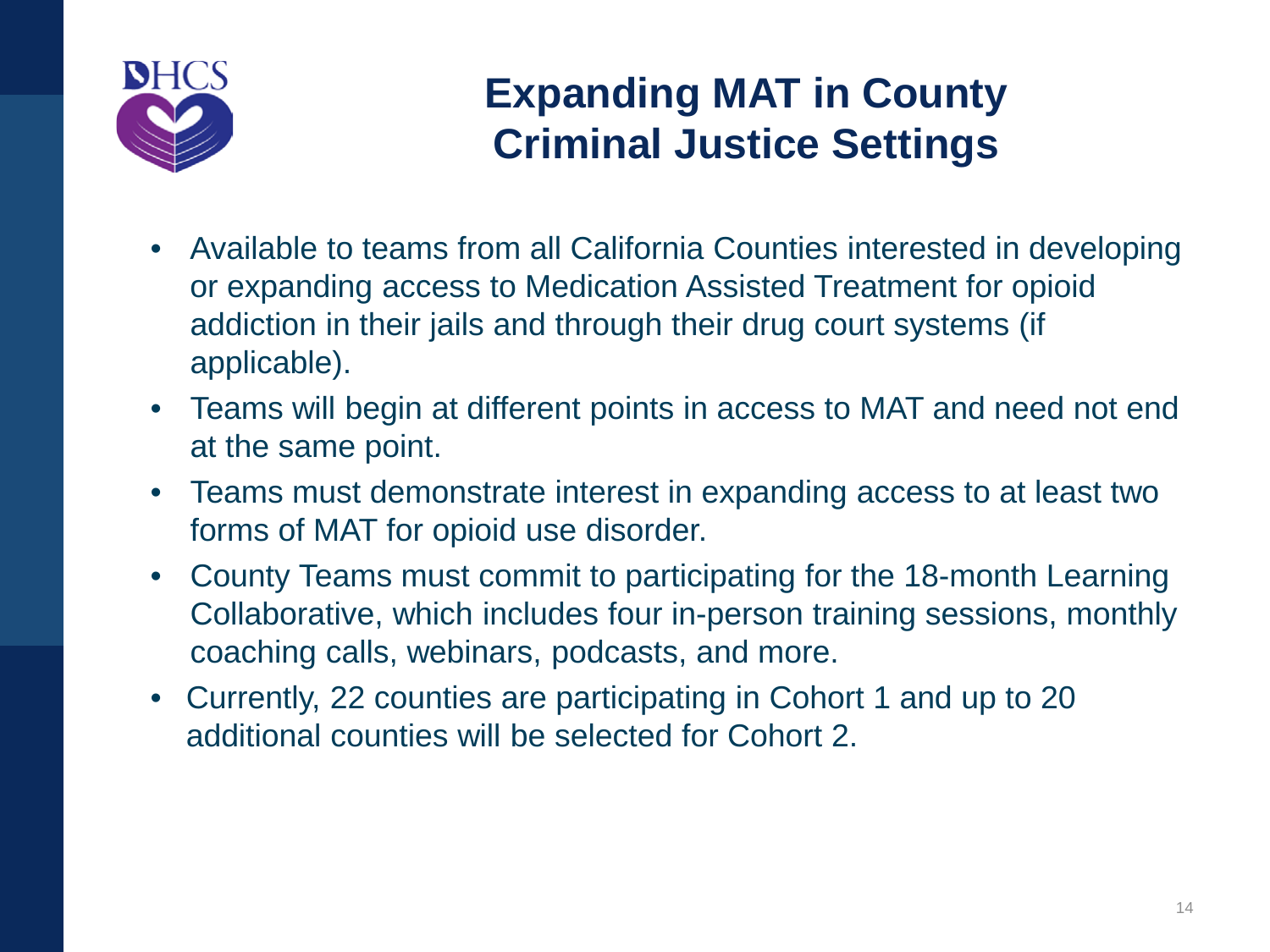# Expanding MAT in County Criminal Justice Settings

- Available to teams from all California Counties interested in developing or expanding access to Medication Assisted Treatment for opioid addiction in their jails and through their drug court systems (if applicable).
- Teams will begin at different points in access to MAT and need not end at the same point.
- Teams must demonstrate interest in expanding access to at least two forms of MAT for opioid use disorder.
- County Teams must commit to participating for the 18-month Learning Collaborative, which includes four in-person training sessions, monthly coaching calls, webinars, podcasts, and more.
- Currently, 22 counties are participating in Cohort 1 and up to 20 additional counties will be selected for Cohort 2.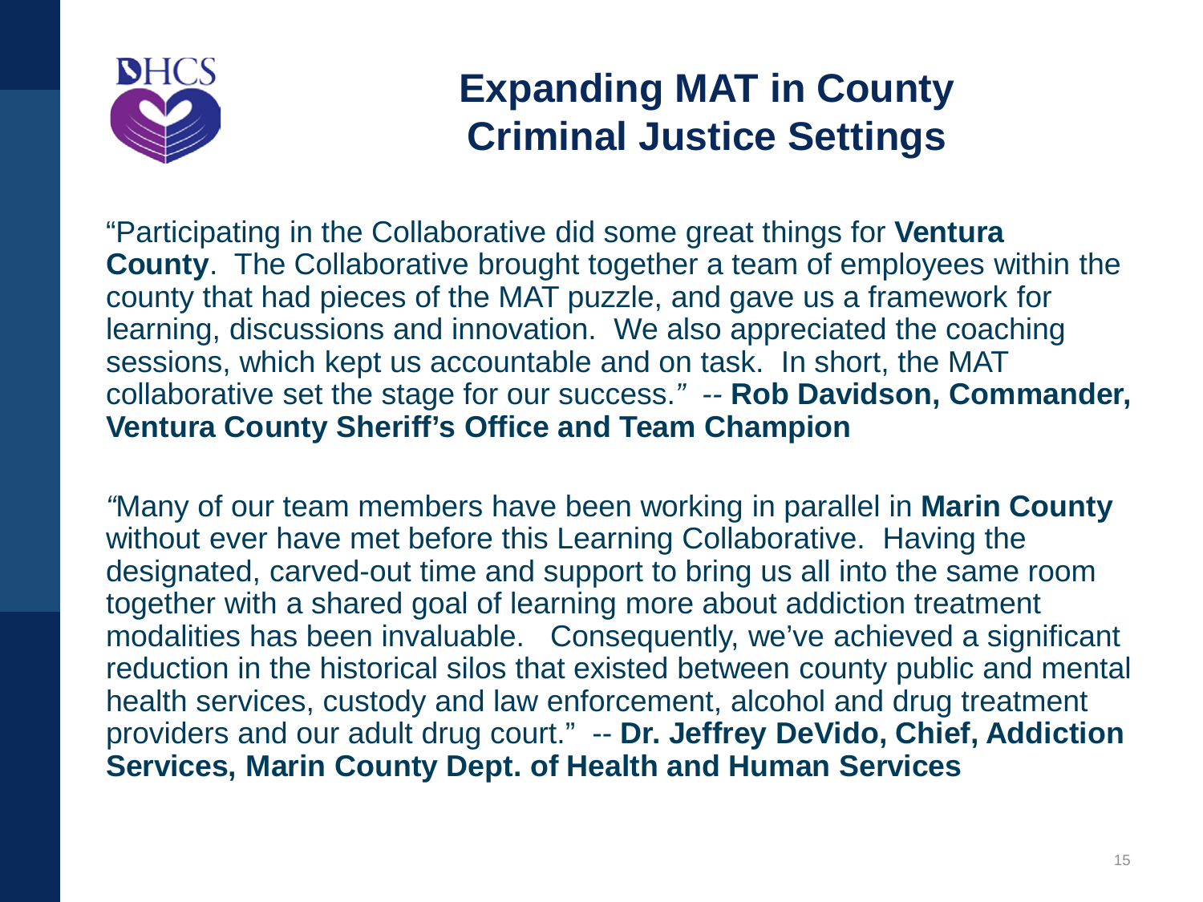# Expanding MAT in County Criminal Justice Settings

"Participating in the Collaborative did some great things for **Ventura County**. The Collaborative brought together a team of employees within the county that had pieces of the MAT puzzle, and gave us a framework for learning, discussions and innovation. We also appreciated the coaching sessions, which kept us accountable and on task. In short, the MAT collaborative set the stage for our success." -- **Rob Davidson, Commander, Ventura County Sheriff's Office and Team Champion**

"Many of our team members have been working in parallel in **Marin County** without ever have met before this Learning Collaborative. Having the designated, carved-out time and support to bring us all into the same room together with a shared goal of learning more about addiction treatment modalities has been invaluable. Consequently, we've achieved a significant reduction in the historical silos that existed between county public and mental health services, custody and law enforcement, alcohol and drug treatment providers and our adult drug court." -- **Dr. Jeffrey DeVido, Chief, Addiction Services, Marin County Dept. of Health and Human Services**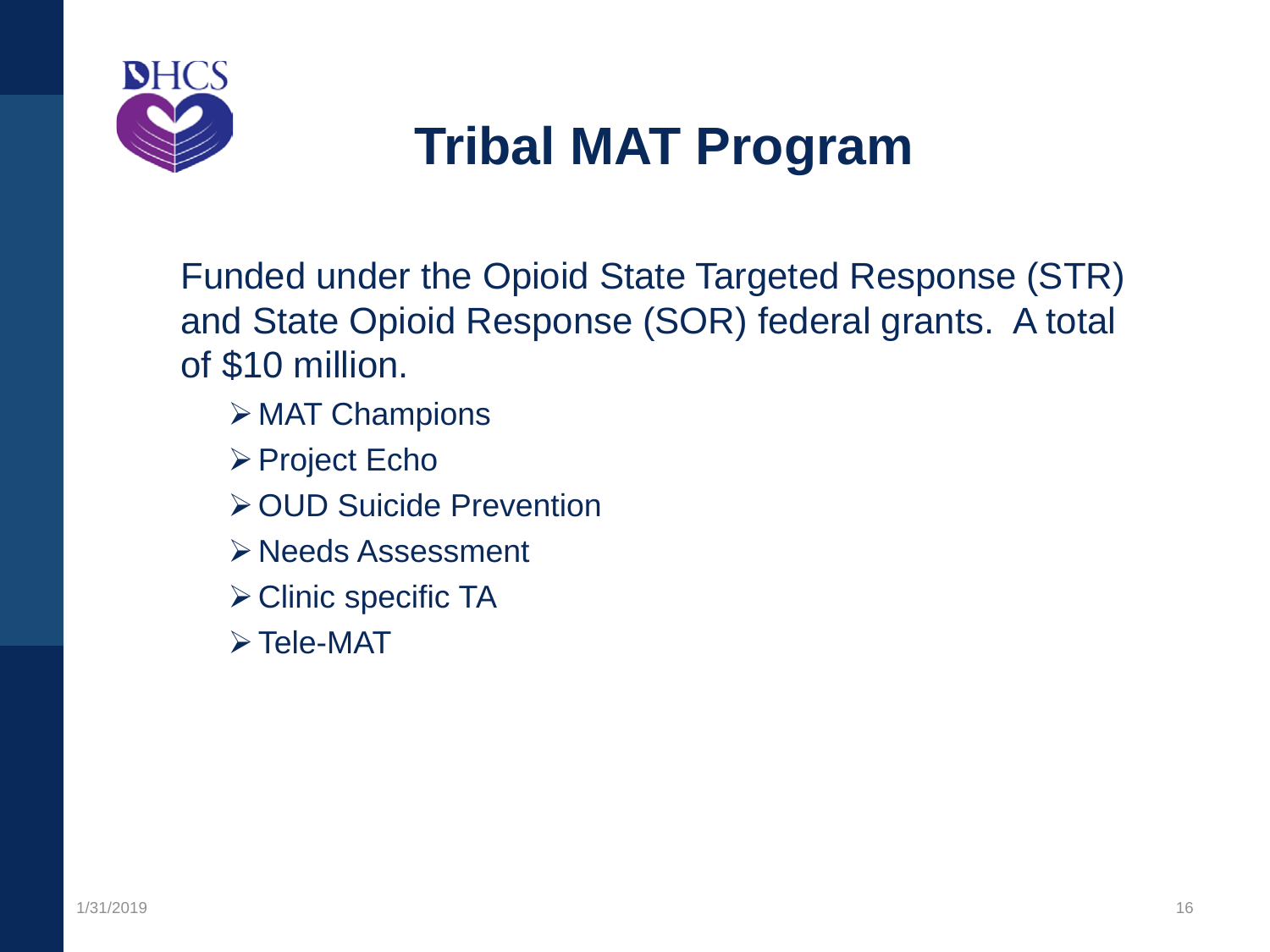# Tribal MAT Program

Funded under the Opioid State Targeted Response (STR) and State Opioid Response (SOR) federal grants. A total of $10 million.

- MAT Champions
- Project Echo
- OUD Suicide Prevention
- Needs Assessment
- Clinic specific TA
- Tele-MAT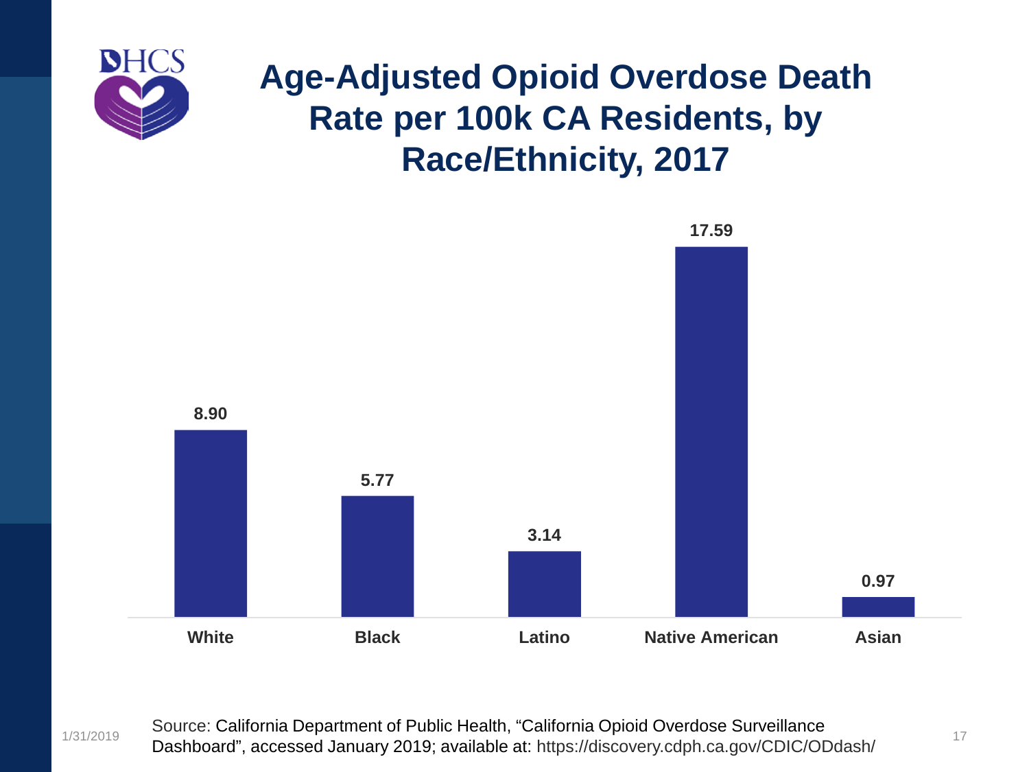# Age-Adjusted Opioid Overdose Death Rate per 100k CA Residents, by Race/Ethnicity, 2017

| White | Black | Latino | Native American | Asian |
|---|---|---|---|---|
| 8.90 | 5.77 | 3.14 | 17.59 | 0.97 |

Source: California Department of Public Health, "California Opioid Overdose Surveillance Dashboard", accessed January 2019; available at: https://discovery.cdph.ca.gov/CDIC/ODdash/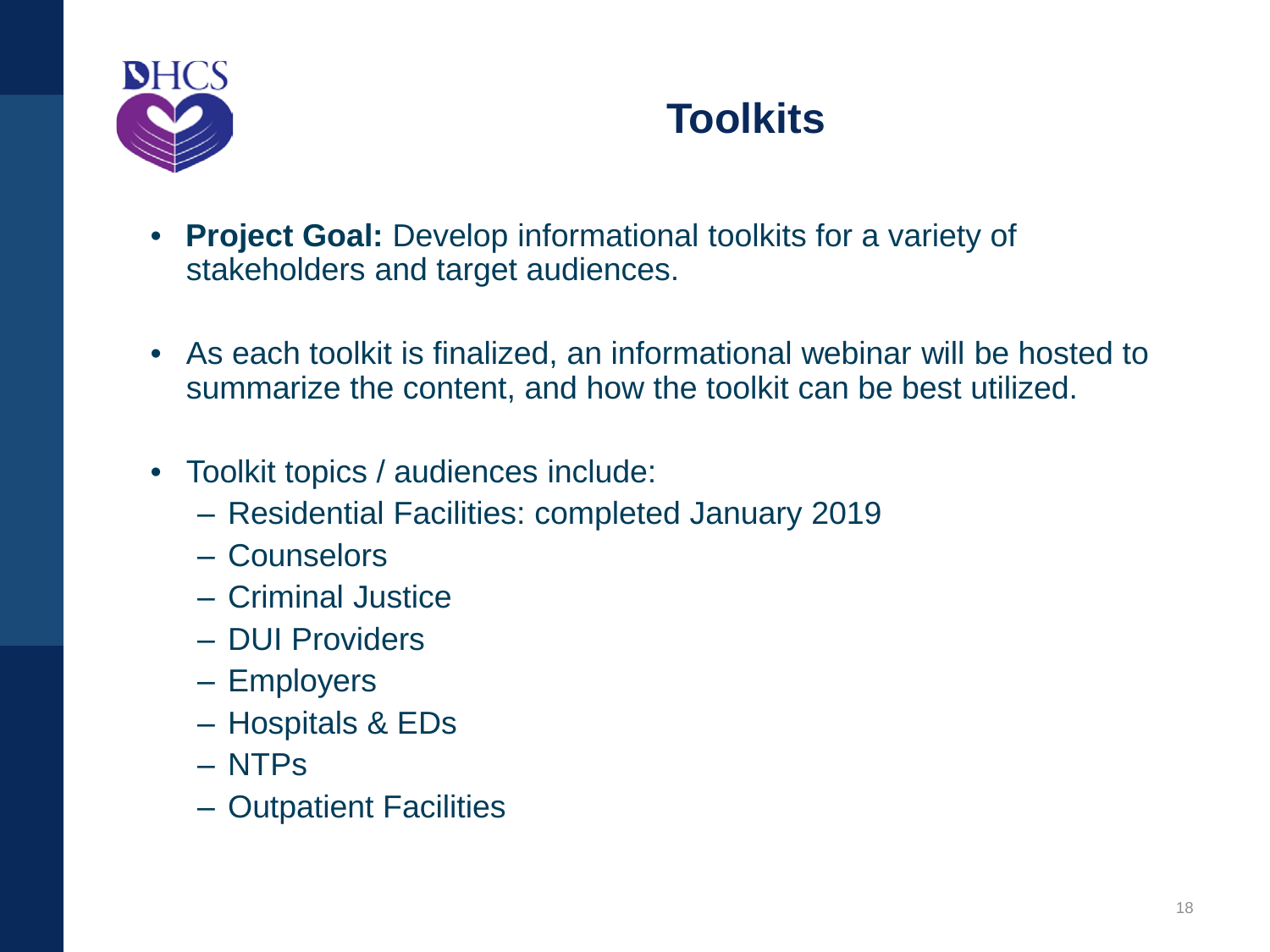# Toolkits

- **Project Goal:** Develop informational toolkits for a variety of stakeholders and target audiences.
- As each toolkit is finalized, an informational webinar will be hosted to summarize the content, and how the toolkit can be best utilized.
- Toolkit topics / audiences include:
  - Residential Facilities: completed January 2019
  - Counselors
  - Criminal Justice
  - DUI Providers
  - Employers
  - Hospitals & EDs
  - NTPs
  - Outpatient Facilities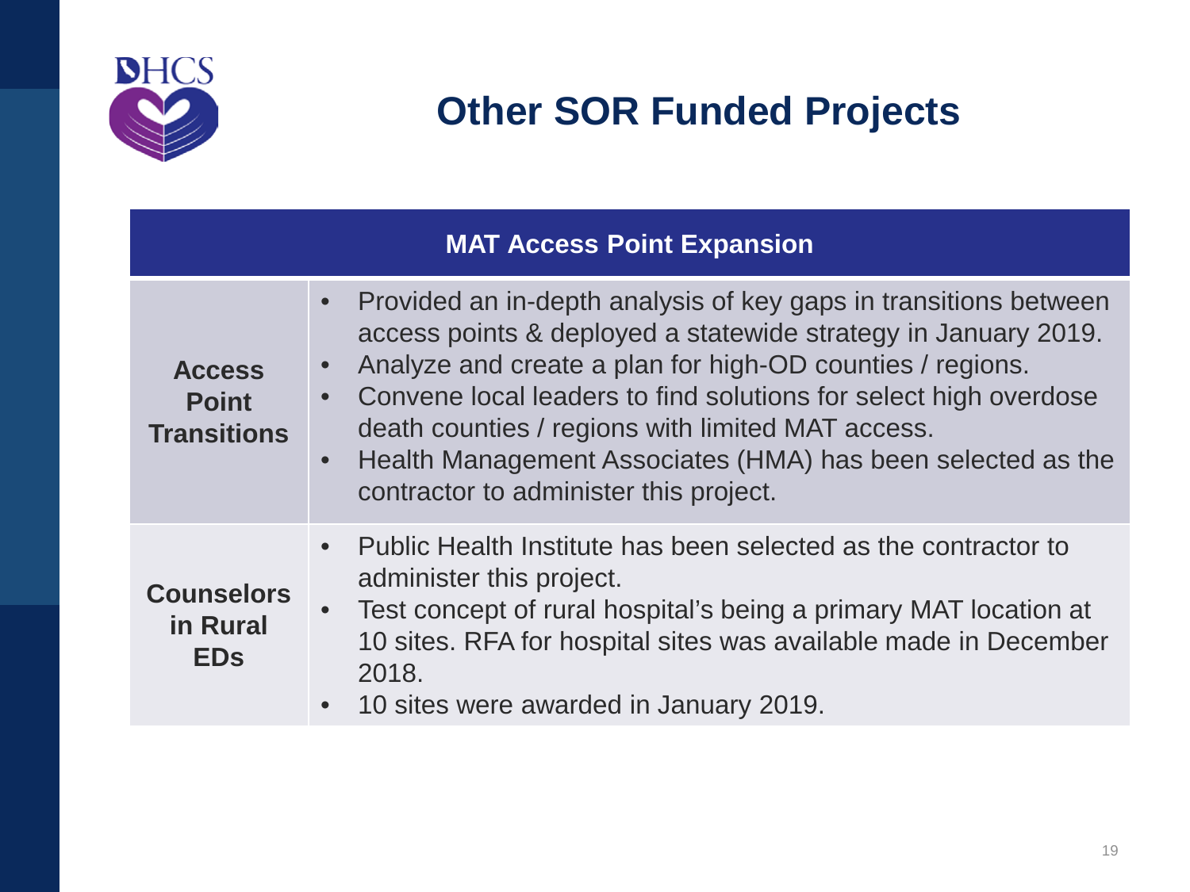# Other SOR Funded Projects

| MAT Access Point Expansion | |
|---|---|
| **Access Point Transitions** | • Provided an in-depth analysis of key gaps in transitions between access points & deployed a statewide strategy in January 2019.<br>• Analyze and create a plan for high-OD counties / regions.<br>• Convene local leaders to find solutions for select high overdose death counties / regions with limited MAT access.<br>• Health Management Associates (HMA) has been selected as the contractor to administer this project. |
| **Counselors in Rural EDs** | • Public Health Institute has been selected as the contractor to administer this project.<br>• Test concept of rural hospital's being a primary MAT location at 10 sites. RFA for hospital sites was available made in December 2018.<br>• 10 sites were awarded in January 2019. |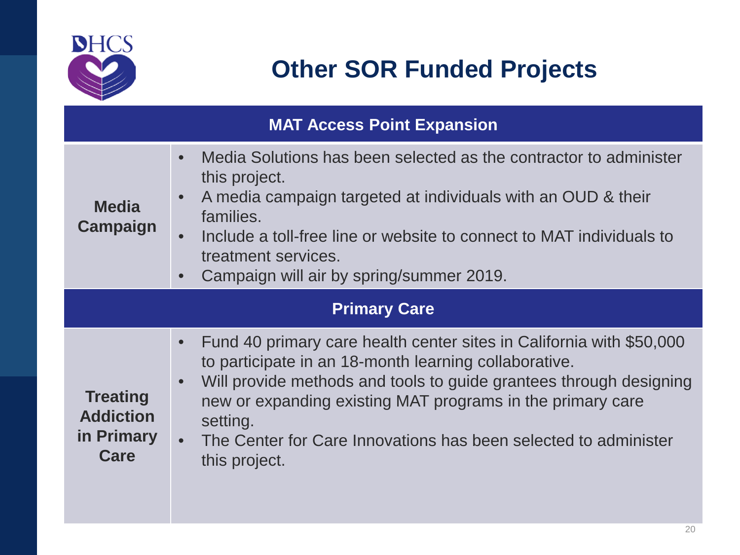# Other SOR Funded Projects

| MAT Access Point Expansion | |
|---|---|
| **Media Campaign** | • Media Solutions has been selected as the contractor to administer this project.<br>• A media campaign targeted at individuals with an OUD & their families.<br>• Include a toll-free line or website to connect to MAT individuals to treatment services.<br>• Campaign will air by spring/summer 2019. |
| **Primary Care** | |
| **Treating Addiction in Primary Care** | • Fund 40 primary care health center sites in California with $50,000 to participate in an 18-month learning collaborative.<br>• Will provide methods and tools to guide grantees through designing new or expanding existing MAT programs in the primary care setting.<br>• The Center for Care Innovations has been selected to administer this project. |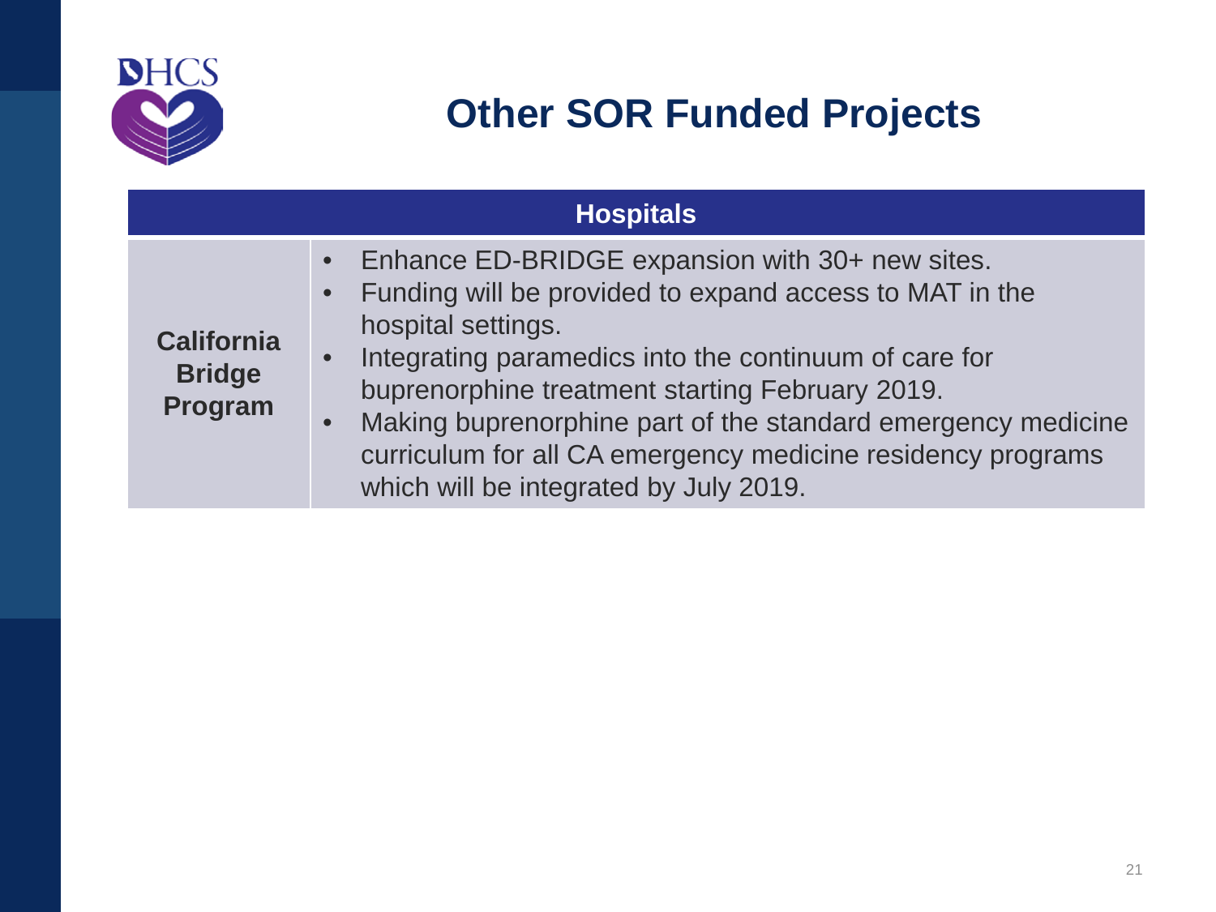# Other SOR Funded Projects

| Hospitals | |
|---|---|
| **California Bridge Program** | • Enhance ED-BRIDGE expansion with 30+ new sites.<br>• Funding will be provided to expand access to MAT in the hospital settings.<br>• Integrating paramedics into the continuum of care for buprenorphine treatment starting February 2019.<br>• Making buprenorphine part of the standard emergency medicine curriculum for all CA emergency medicine residency programs which will be integrated by July 2019. |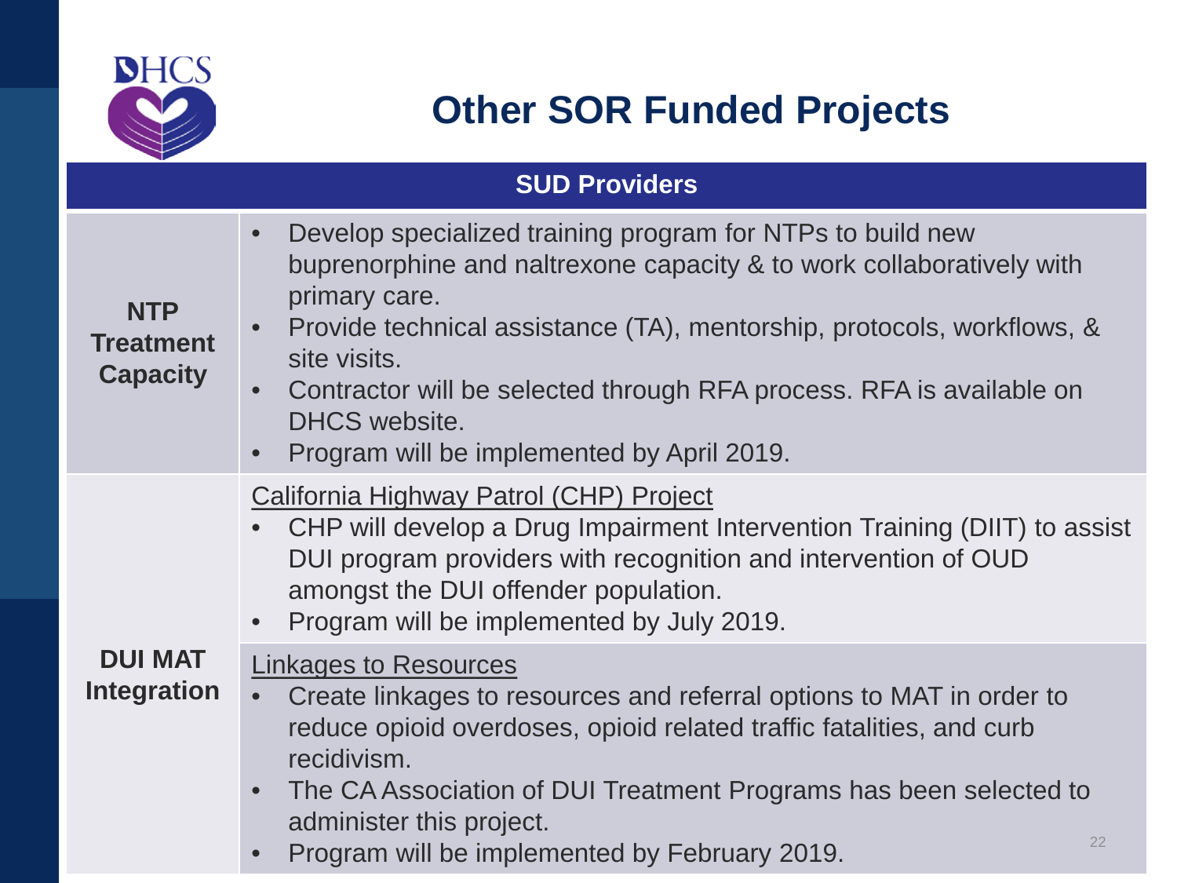# Other SOR Funded Projects

| SUD Providers | |
|---|---|
| **NTP Treatment Capacity** | • Develop specialized training program for NTPs to build new buprenorphine and naltrexone capacity & to work collaboratively with primary care.<br>• Provide technical assistance (TA), mentorship, protocols, workflows, & site visits.<br>• Contractor will be selected through RFA process. RFA is available on DHCS website.<br>• Program will be implemented by April 2019. |
| **DUI MAT Integration** | <u>California Highway Patrol (CHP) Project</u><br>• CHP will develop a Drug Impairment Intervention Training (DIIT) to assist DUI program providers with recognition and intervention of OUD amongst the DUI offender population.<br>• Program will be implemented by July 2019. |
| | <u>Linkages to Resources</u><br>• Create linkages to resources and referral options to MAT in order to reduce opioid overdoses, opioid related traffic fatalities, and curb recidivism.<br>• The CA Association of DUI Treatment Programs has been selected to administer this project.<br>• Program will be implemented by February 2019. |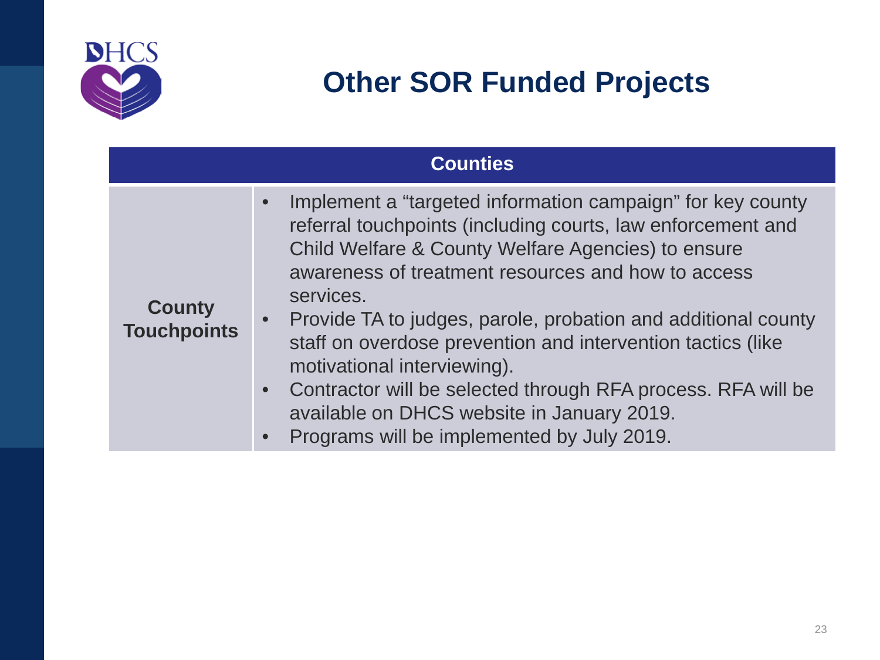# Other SOR Funded Projects

| Counties | |
|---|---|
| **County Touchpoints** | • Implement a "targeted information campaign" for key county referral touchpoints (including courts, law enforcement and Child Welfare & County Welfare Agencies) to ensure awareness of treatment resources and how to access services.<br>• Provide TA to judges, parole, probation and additional county staff on overdose prevention and intervention tactics (like motivational interviewing).<br>• Contractor will be selected through RFA process. RFA will be available on DHCS website in January 2019.<br>• Programs will be implemented by July 2019. |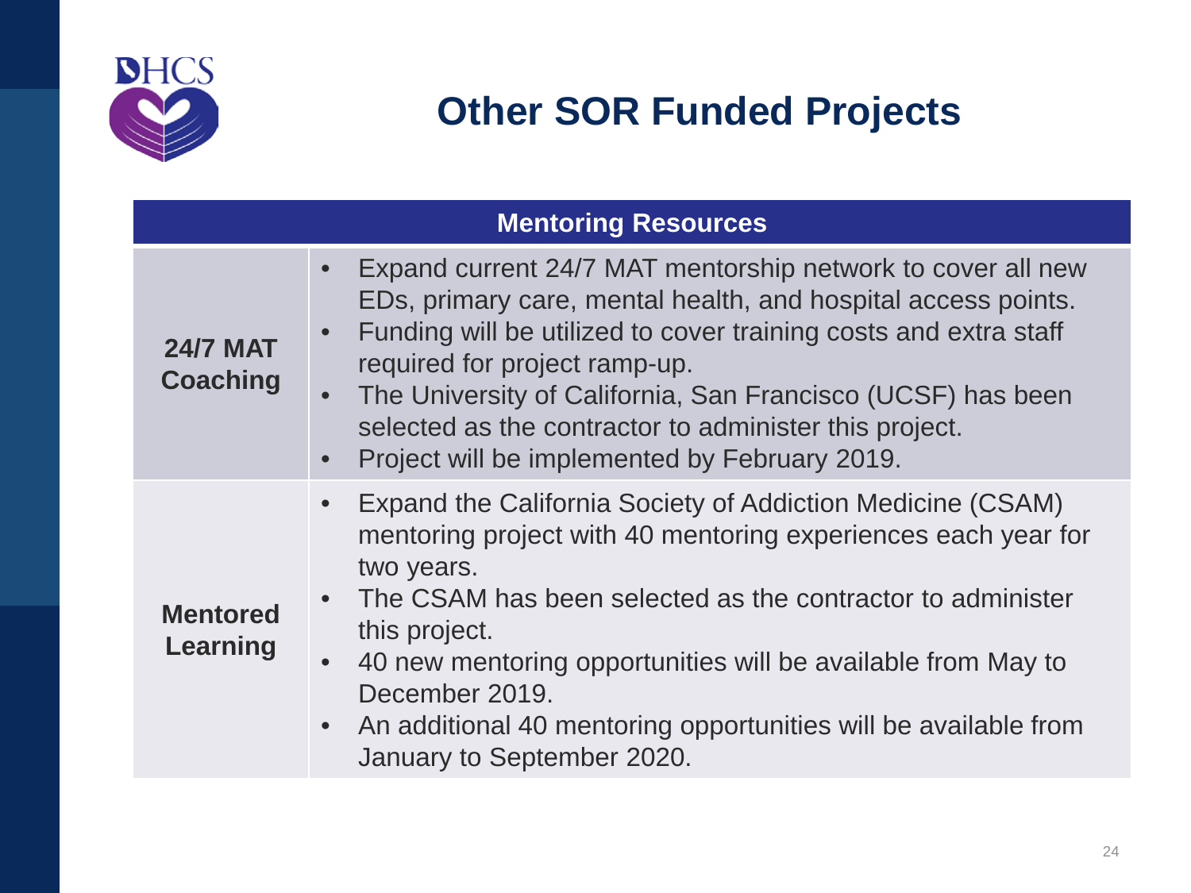# Other SOR Funded Projects

| Mentoring Resources | |
|---|---|
| **24/7 MAT Coaching** | • Expand current 24/7 MAT mentorship network to cover all new EDs, primary care, mental health, and hospital access points.<br>• Funding will be utilized to cover training costs and extra staff required for project ramp-up.<br>• The University of California, San Francisco (UCSF) has been selected as the contractor to administer this project.<br>• Project will be implemented by February 2019. |
| **Mentored Learning** | • Expand the California Society of Addiction Medicine (CSAM) mentoring project with 40 mentoring experiences each year for two years.<br>• The CSAM has been selected as the contractor to administer this project.<br>• 40 new mentoring opportunities will be available from May to December 2019.<br>• An additional 40 mentoring opportunities will be available from January to September 2020. |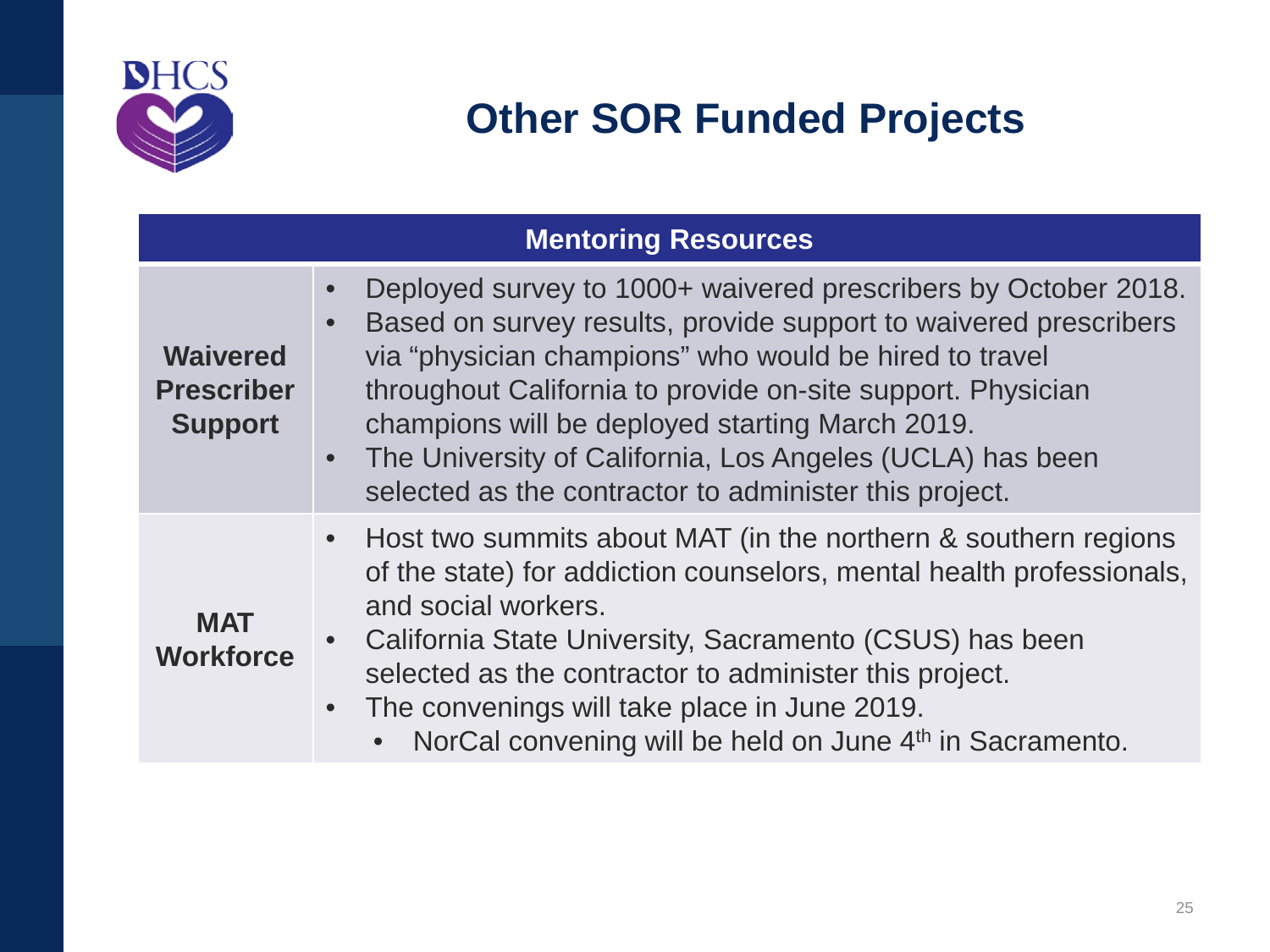# Other SOR Funded Projects

| Mentoring Resources | |
|---|---|
| **Waivered Prescriber Support** | • Deployed survey to 1000+ waivered prescribers by October 2018.<br>• Based on survey results, provide support to waivered prescribers via "physician champions" who would be hired to travel throughout California to provide on-site support. Physician champions will be deployed starting March 2019.<br>• The University of California, Los Angeles (UCLA) has been selected as the contractor to administer this project. |
| **MAT Workforce** | • Host two summits about MAT (in the northern & southern regions of the state) for addiction counselors, mental health professionals, and social workers.<br>• California State University, Sacramento (CSUS) has been selected as the contractor to administer this project.<br>• The convenings will take place in June 2019.<br>&nbsp;&nbsp;&nbsp;&nbsp;• NorCal convening will be held on June 4th in Sacramento. |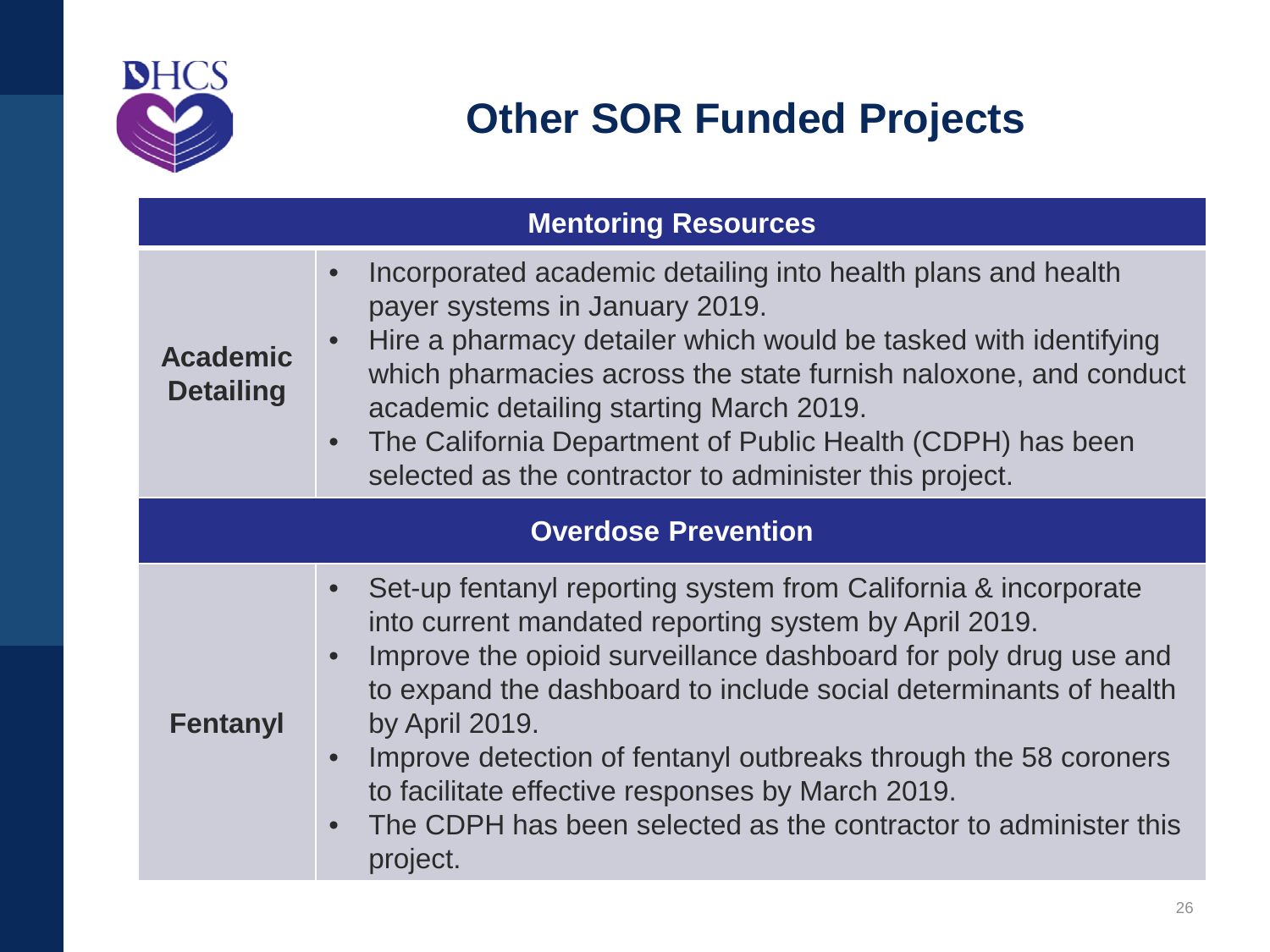# Other SOR Funded Projects

| **Mentoring Resources** | |
|---|---|
| **Academic Detailing** | • Incorporated academic detailing into health plans and health payer systems in January 2019.<br>• Hire a pharmacy detailer which would be tasked with identifying which pharmacies across the state furnish naloxone, and conduct academic detailing starting March 2019.<br>• The California Department of Public Health (CDPH) has been selected as the contractor to administer this project. |
| **Overdose Prevention** | |
| **Fentanyl** | • Set-up fentanyl reporting system from California & incorporate into current mandated reporting system by April 2019.<br>• Improve the opioid surveillance dashboard for poly drug use and to expand the dashboard to include social determinants of health by April 2019.<br>• Improve detection of fentanyl outbreaks through the 58 coroners to facilitate effective responses by March 2019.<br>• The CDPH has been selected as the contractor to administer this project. |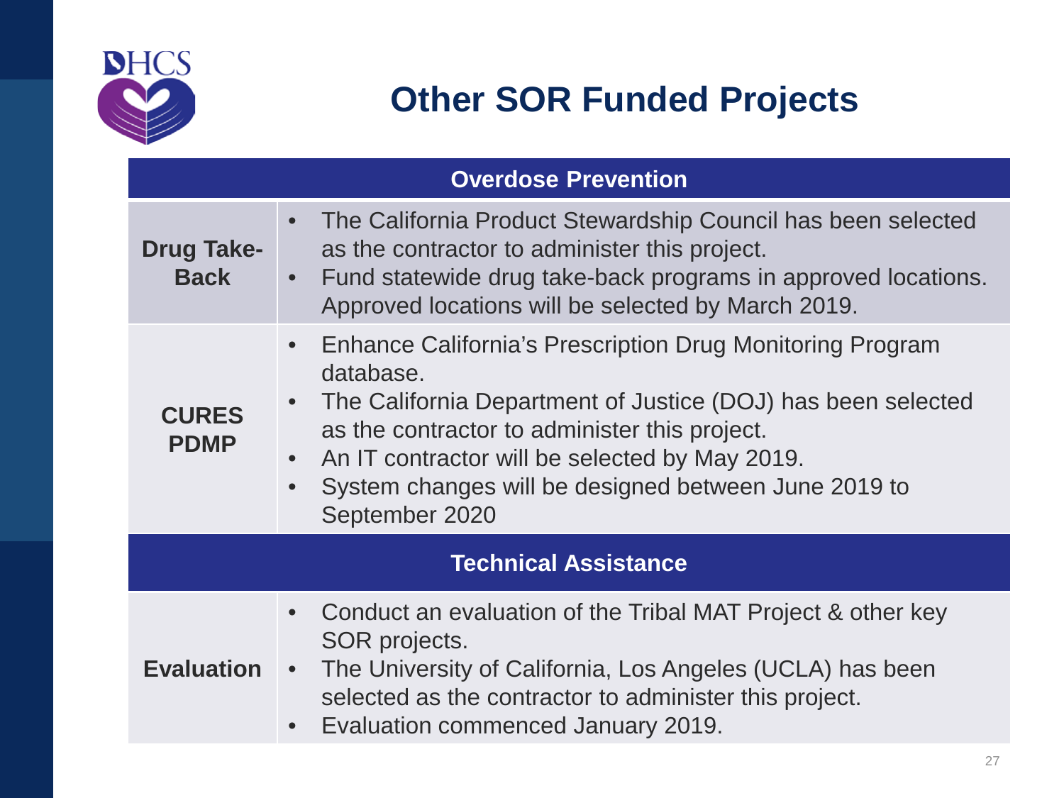# Other SOR Funded Projects

| Overdose Prevention | |
|---|---|
| **Drug Take-Back** | • The California Product Stewardship Council has been selected as the contractor to administer this project. <br> • Fund statewide drug take-back programs in approved locations. Approved locations will be selected by March 2019. |
| **CURES PDMP** | • Enhance California's Prescription Drug Monitoring Program database. <br> • The California Department of Justice (DOJ) has been selected as the contractor to administer this project. <br> • An IT contractor will be selected by May 2019. <br> • System changes will be designed between June 2019 to September 2020 |
| **Technical Assistance** | |
| **Evaluation** | • Conduct an evaluation of the Tribal MAT Project & other key SOR projects. <br> • The University of California, Los Angeles (UCLA) has been selected as the contractor to administer this project. <br> • Evaluation commenced January 2019. |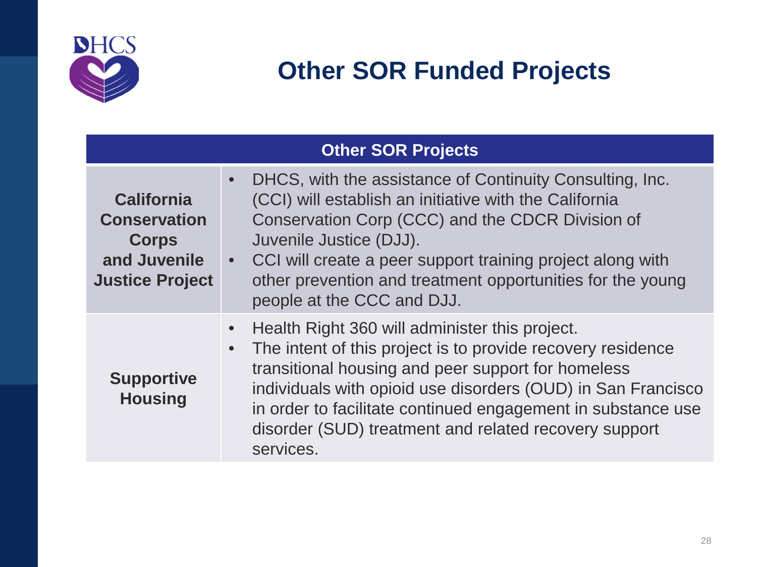# Other SOR Funded Projects

| Other SOR Projects | |
|---|---|
| **California Conservation Corps and Juvenile Justice Project** | • DHCS, with the assistance of Continuity Consulting, Inc. (CCI) will establish an initiative with the California Conservation Corp (CCC) and the CDCR Division of Juvenile Justice (DJJ).<br>• CCI will create a peer support training project along with other prevention and treatment opportunities for the young people at the CCC and DJJ. |
| **Supportive Housing** | • Health Right 360 will administer this project.<br>• The intent of this project is to provide recovery residence transitional housing and peer support for homeless individuals with opioid use disorders (OUD) in San Francisco in order to facilitate continued engagement in substance use disorder (SUD) treatment and related recovery support services. |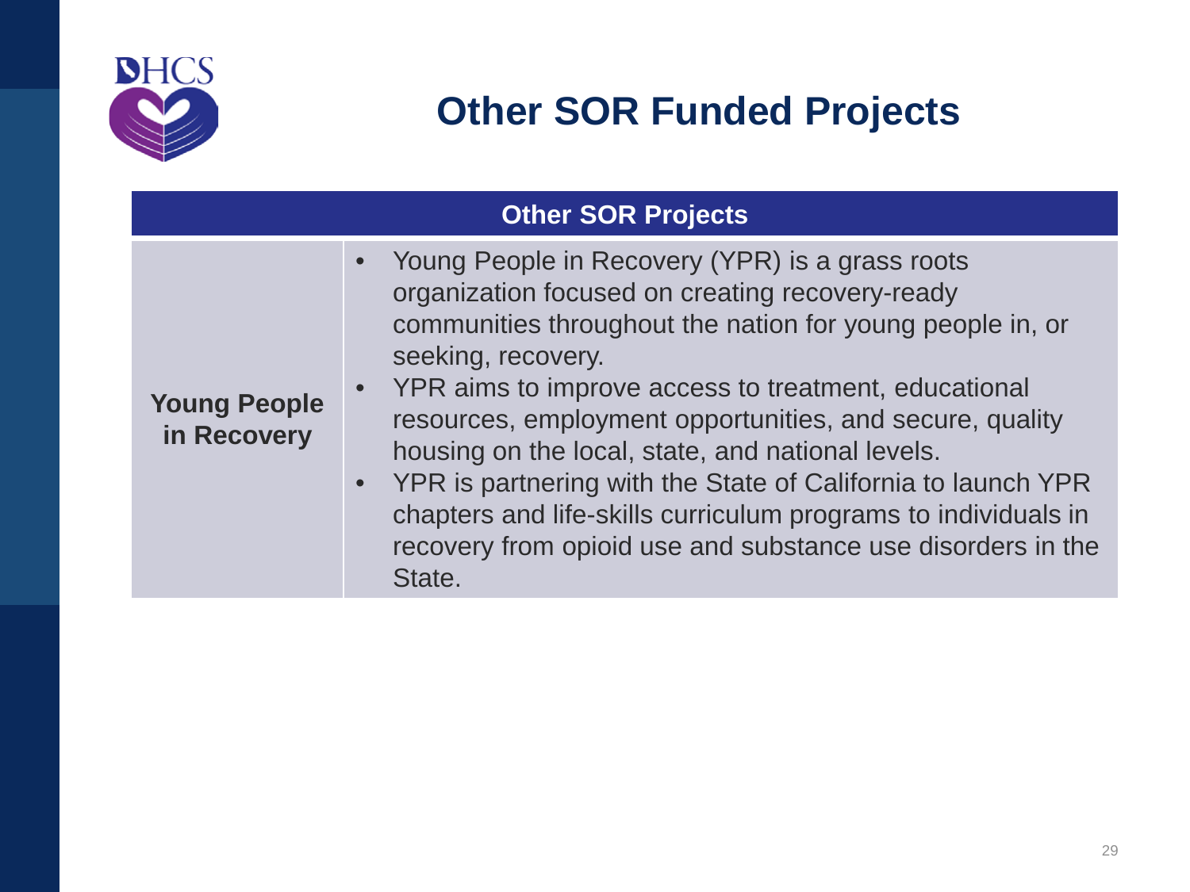# Other SOR Funded Projects

| Other SOR Projects | |
|---|---|
| **Young People in Recovery** | • Young People in Recovery (YPR) is a grass roots organization focused on creating recovery-ready communities throughout the nation for young people in, or seeking, recovery. <br> • YPR aims to improve access to treatment, educational resources, employment opportunities, and secure, quality housing on the local, state, and national levels. <br> • YPR is partnering with the State of California to launch YPR chapters and life-skills curriculum programs to individuals in recovery from opioid use and substance use disorders in the State. |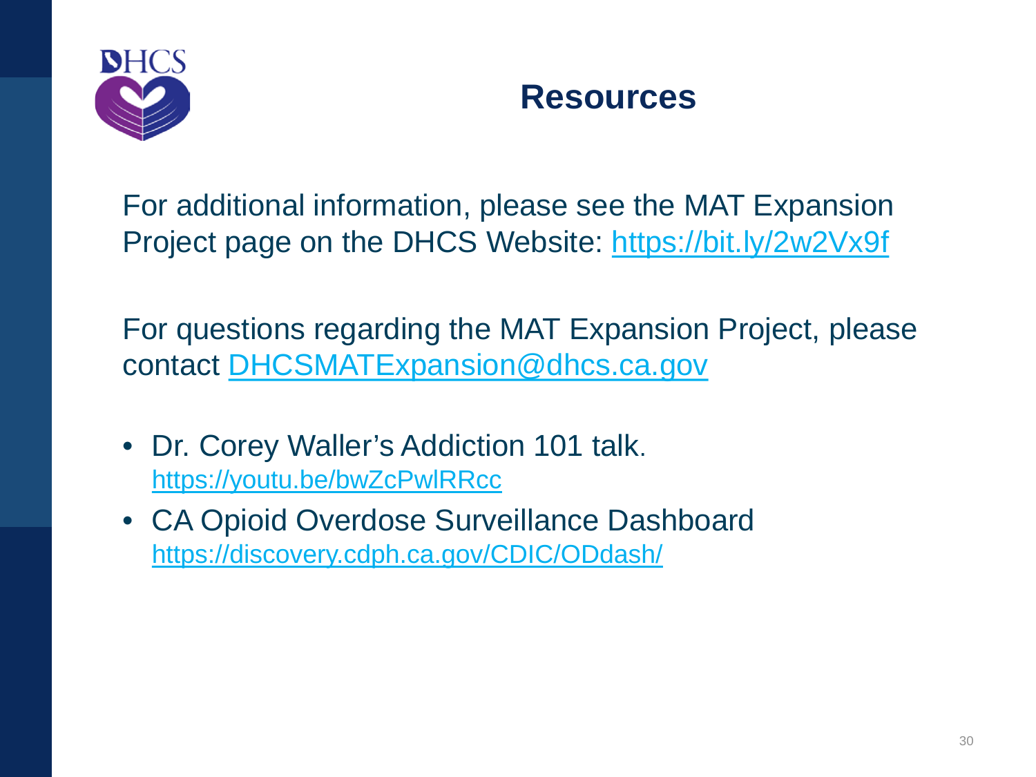# Resources

For additional information, please see the MAT Expansion Project page on the DHCS Website: https://bit.ly/2w2Vx9f

For questions regarding the MAT Expansion Project, please contact DHCSMATExpansion@dhcs.ca.gov

- Dr. Corey Waller's Addiction 101 talk. https://youtu.be/bwZcPwlRRcc
- CA Opioid Overdose Surveillance Dashboard https://discovery.cdph.ca.gov/CDIC/ODdash/